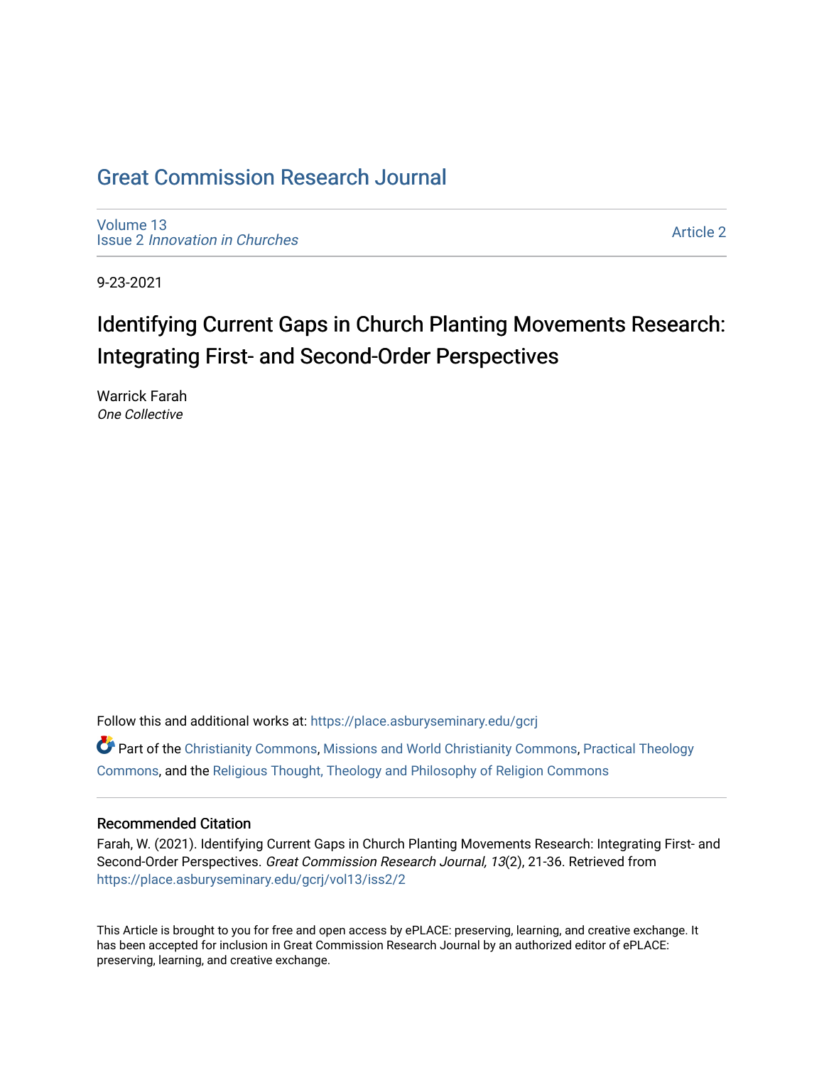# Great Commission Research Journal

Volume 13
Issue 2 *Innovation in Churches*

Article 2

9-23-2021

## Identifying Current Gaps in Church Planting Movements Research: Integrating First- and Second-Order Perspectives

Warrick Farah
*One Collective*

Follow this and additional works at: https://place.asburyseminary.edu/gcrj

Part of the Christianity Commons, Missions and World Christianity Commons, Practical Theology Commons, and the Religious Thought, Theology and Philosophy of Religion Commons

### Recommended Citation

Farah, W. (2021). Identifying Current Gaps in Church Planting Movements Research: Integrating First- and Second-Order Perspectives. *Great Commission Research Journal, 13*(2), 21-36. Retrieved from https://place.asburyseminary.edu/gcrj/vol13/iss2/2

This Article is brought to you for free and open access by ePLACE: preserving, learning, and creative exchange. It has been accepted for inclusion in Great Commission Research Journal by an authorized editor of ePLACE: preserving, learning, and creative exchange.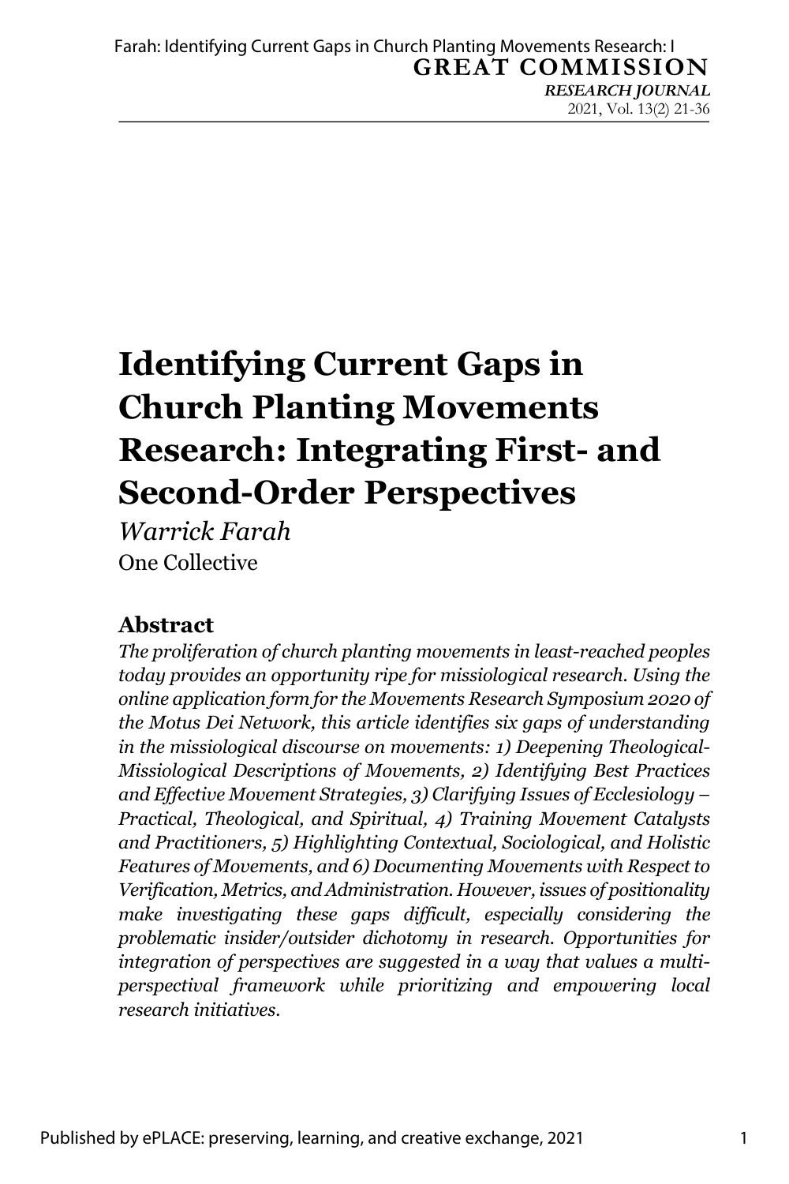# Identifying Current Gaps in Church Planting Movements Research: Integrating First- and Second-Order Perspectives

*Warrick Farah*

One Collective

## Abstract

*The proliferation of church planting movements in least-reached peoples today provides an opportunity ripe for missiological research. Using the online application form for the Movements Research Symposium 2020 of the Motus Dei Network, this article identifies six gaps of understanding in the missiological discourse on movements: 1) Deepening Theological-Missiological Descriptions of Movements, 2) Identifying Best Practices and Effective Movement Strategies, 3) Clarifying Issues of Ecclesiology – Practical, Theological, and Spiritual, 4) Training Movement Catalysts and Practitioners, 5) Highlighting Contextual, Sociological, and Holistic Features of Movements, and 6) Documenting Movements with Respect to Verification, Metrics, and Administration. However, issues of positionality make investigating these gaps difficult, especially considering the problematic insider/outsider dichotomy in research. Opportunities for integration of perspectives are suggested in a way that values a multi-perspectival framework while prioritizing and empowering local research initiatives.*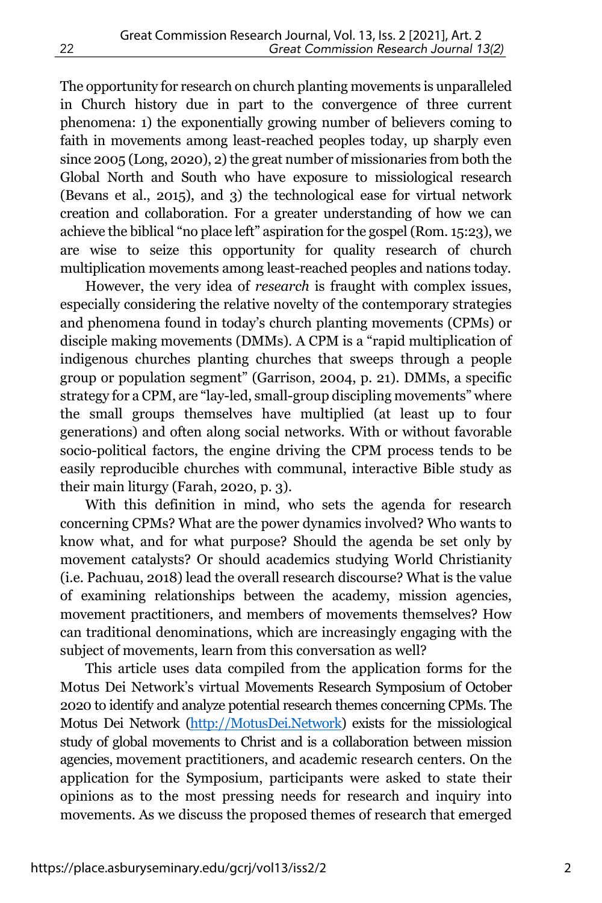The opportunity for research on church planting movements is unparalleled in Church history due in part to the convergence of three current phenomena: 1) the exponentially growing number of believers coming to faith in movements among least-reached peoples today, up sharply even since 2005 (Long, 2020), 2) the great number of missionaries from both the Global North and South who have exposure to missiological research (Bevans et al., 2015), and 3) the technological ease for virtual network creation and collaboration. For a greater understanding of how we can achieve the biblical "no place left" aspiration for the gospel (Rom. 15:23), we are wise to seize this opportunity for quality research of church multiplication movements among least-reached peoples and nations today.

However, the very idea of *research* is fraught with complex issues, especially considering the relative novelty of the contemporary strategies and phenomena found in today's church planting movements (CPMs) or disciple making movements (DMMs). A CPM is a "rapid multiplication of indigenous churches planting churches that sweeps through a people group or population segment" (Garrison, 2004, p. 21). DMMs, a specific strategy for a CPM, are "lay-led, small-group discipling movements" where the small groups themselves have multiplied (at least up to four generations) and often along social networks. With or without favorable socio-political factors, the engine driving the CPM process tends to be easily reproducible churches with communal, interactive Bible study as their main liturgy (Farah, 2020, p. 3).

With this definition in mind, who sets the agenda for research concerning CPMs? What are the power dynamics involved? Who wants to know what, and for what purpose? Should the agenda be set only by movement catalysts? Or should academics studying World Christianity (i.e. Pachuau, 2018) lead the overall research discourse? What is the value of examining relationships between the academy, mission agencies, movement practitioners, and members of movements themselves? How can traditional denominations, which are increasingly engaging with the subject of movements, learn from this conversation as well?

This article uses data compiled from the application forms for the Motus Dei Network's virtual Movements Research Symposium of October 2020 to identify and analyze potential research themes concerning CPMs. The Motus Dei Network (http://MotusDei.Network) exists for the missiological study of global movements to Christ and is a collaboration between mission agencies, movement practitioners, and academic research centers. On the application for the Symposium, participants were asked to state their opinions as to the most pressing needs for research and inquiry into movements. As we discuss the proposed themes of research that emerged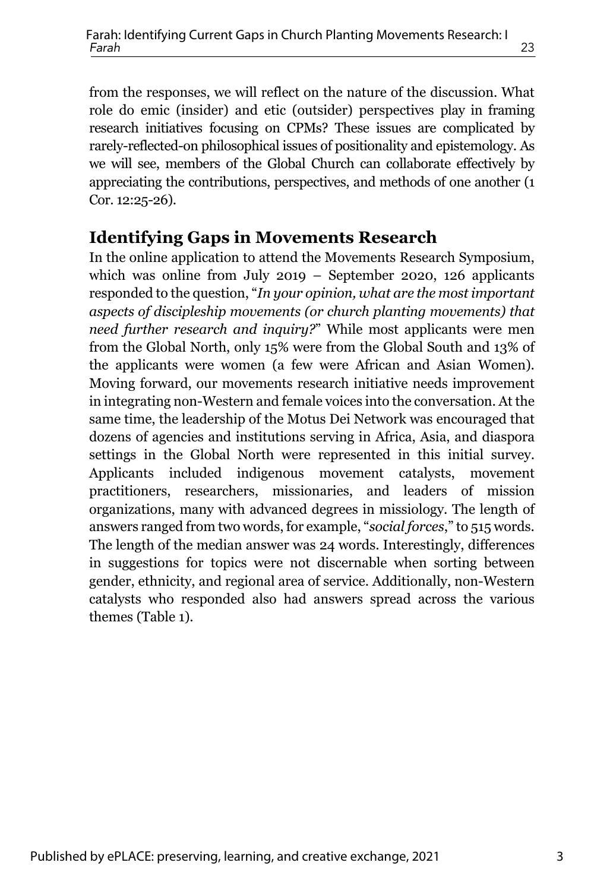from the responses, we will reflect on the nature of the discussion. What role do emic (insider) and etic (outsider) perspectives play in framing research initiatives focusing on CPMs? These issues are complicated by rarely-reflected-on philosophical issues of positionality and epistemology. As we will see, members of the Global Church can collaborate effectively by appreciating the contributions, perspectives, and methods of one another (1 Cor. 12:25-26).

## Identifying Gaps in Movements Research

In the online application to attend the Movements Research Symposium, which was online from July 2019 – September 2020, 126 applicants responded to the question, "*In your opinion, what are the most important aspects of discipleship movements (or church planting movements) that need further research and inquiry?*" While most applicants were men from the Global North, only 15% were from the Global South and 13% of the applicants were women (a few were African and Asian Women). Moving forward, our movements research initiative needs improvement in integrating non-Western and female voices into the conversation. At the same time, the leadership of the Motus Dei Network was encouraged that dozens of agencies and institutions serving in Africa, Asia, and diaspora settings in the Global North were represented in this initial survey. Applicants included indigenous movement catalysts, movement practitioners, researchers, missionaries, and leaders of mission organizations, many with advanced degrees in missiology. The length of answers ranged from two words, for example, "*social forces*," to 515 words. The length of the median answer was 24 words. Interestingly, differences in suggestions for topics were not discernable when sorting between gender, ethnicity, and regional area of service. Additionally, non-Western catalysts who responded also had answers spread across the various themes (Table 1).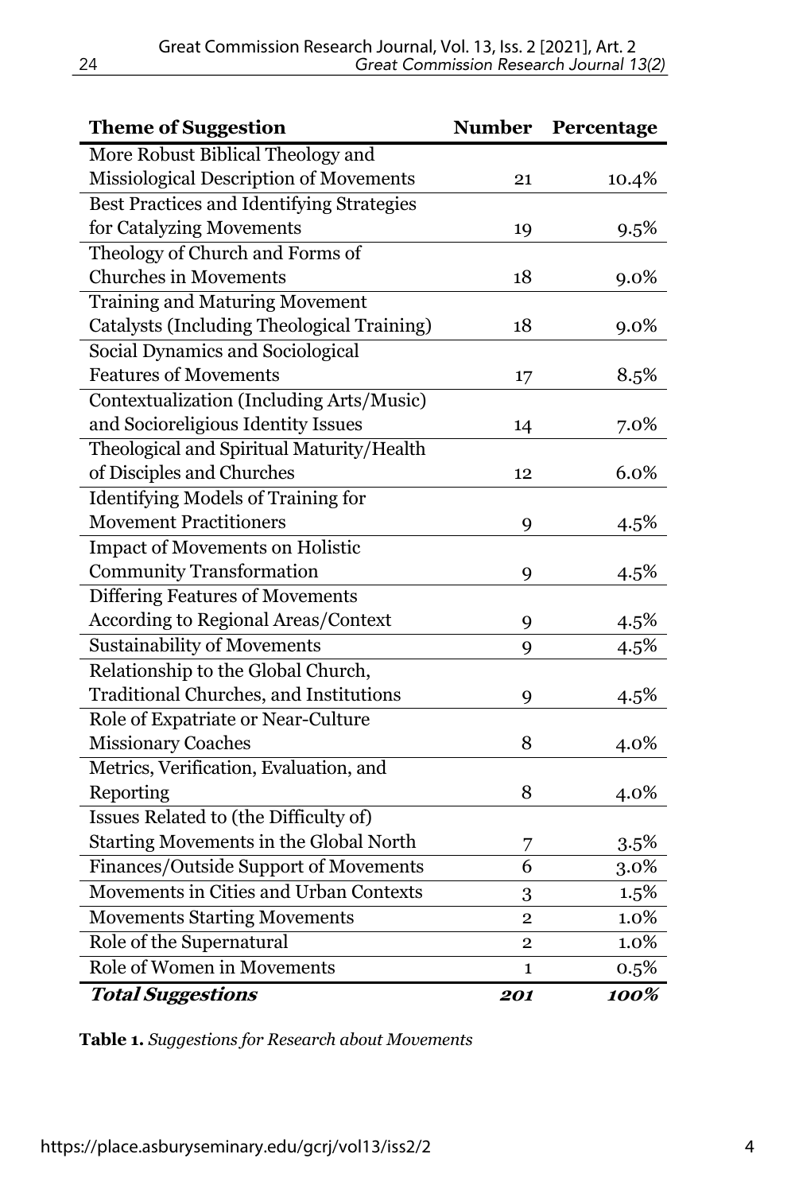| Theme of Suggestion | Number | Percentage |
|---|---|---|
| More Robust Biblical Theology and Missiological Description of Movements | 21 | 10.4% |
| Best Practices and Identifying Strategies for Catalyzing Movements | 19 | 9.5% |
| Theology of Church and Forms of Churches in Movements | 18 | 9.0% |
| Training and Maturing Movement Catalysts (Including Theological Training) | 18 | 9.0% |
| Social Dynamics and Sociological Features of Movements | 17 | 8.5% |
| Contextualization (Including Arts/Music) and Socioreligious Identity Issues | 14 | 7.0% |
| Theological and Spiritual Maturity/Health of Disciples and Churches | 12 | 6.0% |
| Identifying Models of Training for Movement Practitioners | 9 | 4.5% |
| Impact of Movements on Holistic Community Transformation | 9 | 4.5% |
| Differing Features of Movements According to Regional Areas/Context | 9 | 4.5% |
| Sustainability of Movements | 9 | 4.5% |
| Relationship to the Global Church, Traditional Churches, and Institutions | 9 | 4.5% |
| Role of Expatriate or Near-Culture Missionary Coaches | 8 | 4.0% |
| Metrics, Verification, Evaluation, and Reporting | 8 | 4.0% |
| Issues Related to (the Difficulty of) Starting Movements in the Global North | 7 | 3.5% |
| Finances/Outside Support of Movements | 6 | 3.0% |
| Movements in Cities and Urban Contexts | 3 | 1.5% |
| Movements Starting Movements | 2 | 1.0% |
| Role of the Supernatural | 2 | 1.0% |
| Role of Women in Movements | 1 | 0.5% |
| ***Total Suggestions*** | ***201*** | ***100%*** |

**Table 1.** *Suggestions for Research about Movements*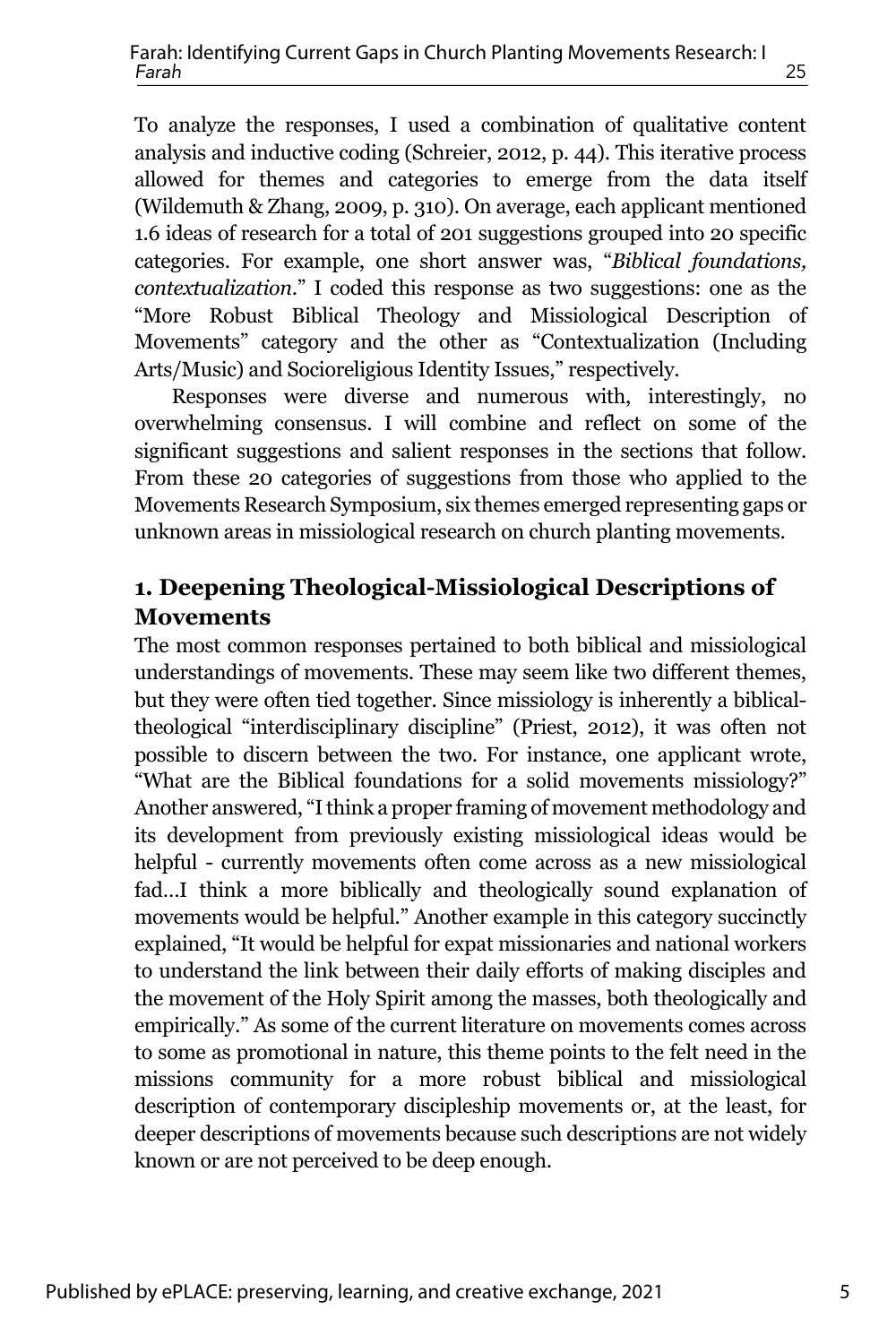To analyze the responses, I used a combination of qualitative content analysis and inductive coding (Schreier, 2012, p. 44). This iterative process allowed for themes and categories to emerge from the data itself (Wildemuth & Zhang, 2009, p. 310). On average, each applicant mentioned 1.6 ideas of research for a total of 201 suggestions grouped into 20 specific categories. For example, one short answer was, "*Biblical foundations, contextualization*." I coded this response as two suggestions: one as the "More Robust Biblical Theology and Missiological Description of Movements" category and the other as "Contextualization (Including Arts/Music) and Socioreligious Identity Issues," respectively.

Responses were diverse and numerous with, interestingly, no overwhelming consensus. I will combine and reflect on some of the significant suggestions and salient responses in the sections that follow. From these 20 categories of suggestions from those who applied to the Movements Research Symposium, six themes emerged representing gaps or unknown areas in missiological research on church planting movements.

## 1. Deepening Theological-Missiological Descriptions of Movements

The most common responses pertained to both biblical and missiological understandings of movements. These may seem like two different themes, but they were often tied together. Since missiology is inherently a biblical-theological "interdisciplinary discipline" (Priest, 2012), it was often not possible to discern between the two. For instance, one applicant wrote, "What are the Biblical foundations for a solid movements missiology?" Another answered, "I think a proper framing of movement methodology and its development from previously existing missiological ideas would be helpful - currently movements often come across as a new missiological fad…I think a more biblically and theologically sound explanation of movements would be helpful." Another example in this category succinctly explained, "It would be helpful for expat missionaries and national workers to understand the link between their daily efforts of making disciples and the movement of the Holy Spirit among the masses, both theologically and empirically." As some of the current literature on movements comes across to some as promotional in nature, this theme points to the felt need in the missions community for a more robust biblical and missiological description of contemporary discipleship movements or, at the least, for deeper descriptions of movements because such descriptions are not widely known or are not perceived to be deep enough.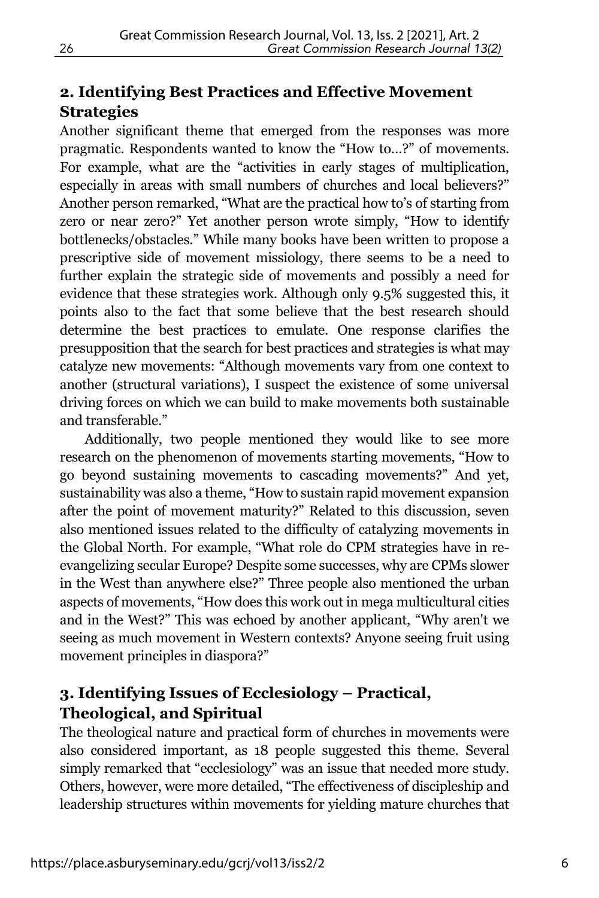## 2. Identifying Best Practices and Effective Movement Strategies

Another significant theme that emerged from the responses was more pragmatic. Respondents wanted to know the "How to…?" of movements. For example, what are the "activities in early stages of multiplication, especially in areas with small numbers of churches and local believers?" Another person remarked, "What are the practical how to's of starting from zero or near zero?" Yet another person wrote simply, "How to identify bottlenecks/obstacles." While many books have been written to propose a prescriptive side of movement missiology, there seems to be a need to further explain the strategic side of movements and possibly a need for evidence that these strategies work. Although only 9.5% suggested this, it points also to the fact that some believe that the best research should determine the best practices to emulate. One response clarifies the presupposition that the search for best practices and strategies is what may catalyze new movements: "Although movements vary from one context to another (structural variations), I suspect the existence of some universal driving forces on which we can build to make movements both sustainable and transferable."

Additionally, two people mentioned they would like to see more research on the phenomenon of movements starting movements, "How to go beyond sustaining movements to cascading movements?" And yet, sustainability was also a theme, "How to sustain rapid movement expansion after the point of movement maturity?" Related to this discussion, seven also mentioned issues related to the difficulty of catalyzing movements in the Global North. For example, "What role do CPM strategies have in re-evangelizing secular Europe? Despite some successes, why are CPMs slower in the West than anywhere else?" Three people also mentioned the urban aspects of movements, "How does this work out in mega multicultural cities and in the West?" This was echoed by another applicant, "Why aren't we seeing as much movement in Western contexts? Anyone seeing fruit using movement principles in diaspora?"

## 3. Identifying Issues of Ecclesiology – Practical, Theological, and Spiritual

The theological nature and practical form of churches in movements were also considered important, as 18 people suggested this theme. Several simply remarked that "ecclesiology" was an issue that needed more study. Others, however, were more detailed, "The effectiveness of discipleship and leadership structures within movements for yielding mature churches that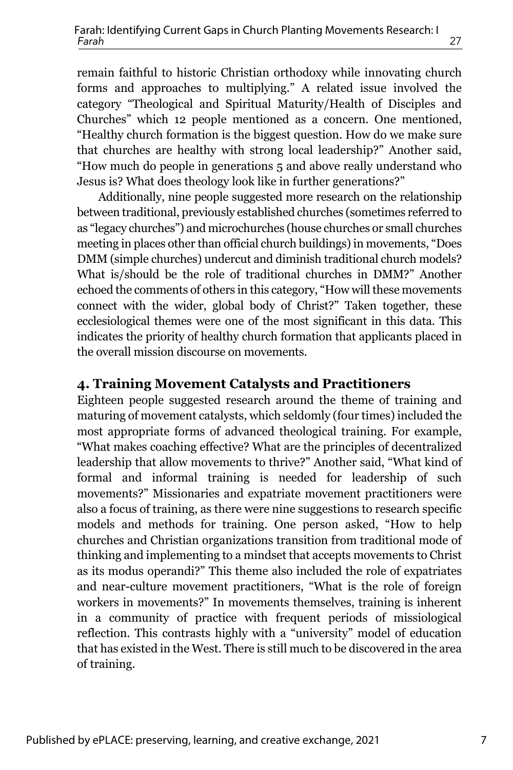remain faithful to historic Christian orthodoxy while innovating church forms and approaches to multiplying." A related issue involved the category "Theological and Spiritual Maturity/Health of Disciples and Churches" which 12 people mentioned as a concern. One mentioned, "Healthy church formation is the biggest question. How do we make sure that churches are healthy with strong local leadership?" Another said, "How much do people in generations 5 and above really understand who Jesus is? What does theology look like in further generations?"

Additionally, nine people suggested more research on the relationship between traditional, previously established churches (sometimes referred to as "legacy churches") and microchurches (house churches or small churches meeting in places other than official church buildings) in movements, "Does DMM (simple churches) undercut and diminish traditional church models? What is/should be the role of traditional churches in DMM?" Another echoed the comments of others in this category, "How will these movements connect with the wider, global body of Christ?" Taken together, these ecclesiological themes were one of the most significant in this data. This indicates the priority of healthy church formation that applicants placed in the overall mission discourse on movements.

## 4. Training Movement Catalysts and Practitioners

Eighteen people suggested research around the theme of training and maturing of movement catalysts, which seldomly (four times) included the most appropriate forms of advanced theological training. For example, "What makes coaching effective? What are the principles of decentralized leadership that allow movements to thrive?" Another said, "What kind of formal and informal training is needed for leadership of such movements?" Missionaries and expatriate movement practitioners were also a focus of training, as there were nine suggestions to research specific models and methods for training. One person asked, "How to help churches and Christian organizations transition from traditional mode of thinking and implementing to a mindset that accepts movements to Christ as its modus operandi?" This theme also included the role of expatriates and near-culture movement practitioners, "What is the role of foreign workers in movements?" In movements themselves, training is inherent in a community of practice with frequent periods of missiological reflection. This contrasts highly with a "university" model of education that has existed in the West. There is still much to be discovered in the area of training.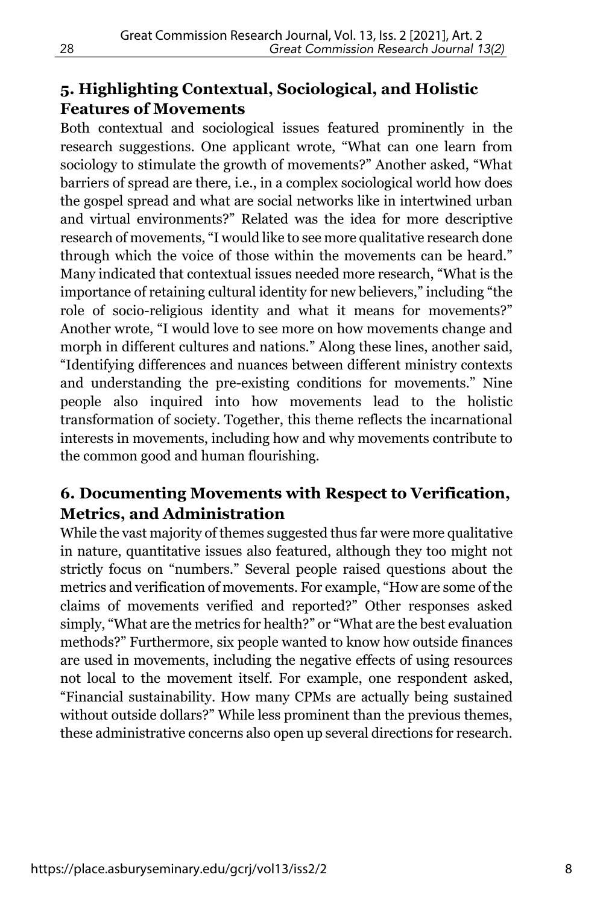## 5. Highlighting Contextual, Sociological, and Holistic Features of Movements

Both contextual and sociological issues featured prominently in the research suggestions. One applicant wrote, "What can one learn from sociology to stimulate the growth of movements?" Another asked, "What barriers of spread are there, i.e., in a complex sociological world how does the gospel spread and what are social networks like in intertwined urban and virtual environments?" Related was the idea for more descriptive research of movements, "I would like to see more qualitative research done through which the voice of those within the movements can be heard." Many indicated that contextual issues needed more research, "What is the importance of retaining cultural identity for new believers," including "the role of socio-religious identity and what it means for movements?" Another wrote, "I would love to see more on how movements change and morph in different cultures and nations." Along these lines, another said, "Identifying differences and nuances between different ministry contexts and understanding the pre-existing conditions for movements." Nine people also inquired into how movements lead to the holistic transformation of society. Together, this theme reflects the incarnational interests in movements, including how and why movements contribute to the common good and human flourishing.

## 6. Documenting Movements with Respect to Verification, Metrics, and Administration

While the vast majority of themes suggested thus far were more qualitative in nature, quantitative issues also featured, although they too might not strictly focus on "numbers." Several people raised questions about the metrics and verification of movements. For example, "How are some of the claims of movements verified and reported?" Other responses asked simply, "What are the metrics for health?" or "What are the best evaluation methods?" Furthermore, six people wanted to know how outside finances are used in movements, including the negative effects of using resources not local to the movement itself. For example, one respondent asked, "Financial sustainability. How many CPMs are actually being sustained without outside dollars?" While less prominent than the previous themes, these administrative concerns also open up several directions for research.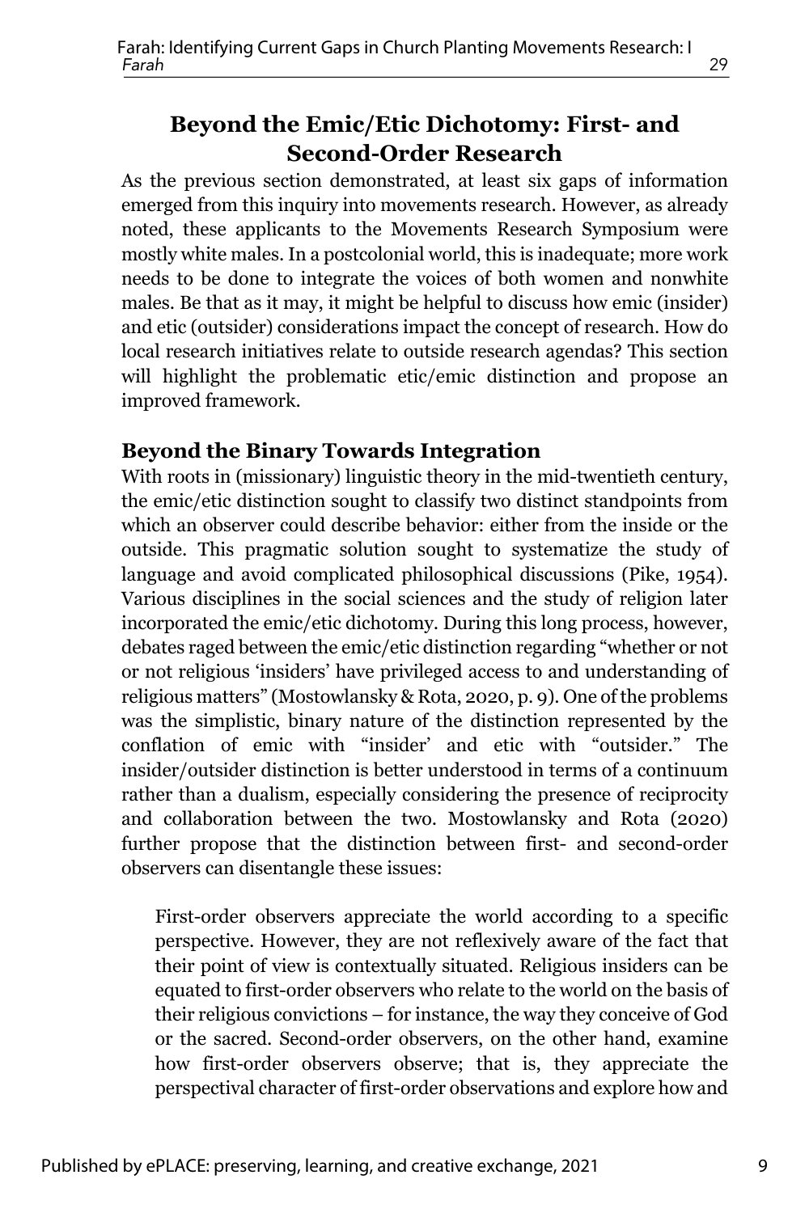## Beyond the Emic/Etic Dichotomy: First- and Second-Order Research

As the previous section demonstrated, at least six gaps of information emerged from this inquiry into movements research. However, as already noted, these applicants to the Movements Research Symposium were mostly white males. In a postcolonial world, this is inadequate; more work needs to be done to integrate the voices of both women and nonwhite males. Be that as it may, it might be helpful to discuss how emic (insider) and etic (outsider) considerations impact the concept of research. How do local research initiatives relate to outside research agendas? This section will highlight the problematic etic/emic distinction and propose an improved framework.

### Beyond the Binary Towards Integration

With roots in (missionary) linguistic theory in the mid-twentieth century, the emic/etic distinction sought to classify two distinct standpoints from which an observer could describe behavior: either from the inside or the outside. This pragmatic solution sought to systematize the study of language and avoid complicated philosophical discussions (Pike, 1954). Various disciplines in the social sciences and the study of religion later incorporated the emic/etic dichotomy. During this long process, however, debates raged between the emic/etic distinction regarding "whether or not or not religious 'insiders' have privileged access to and understanding of religious matters" (Mostowlansky & Rota, 2020, p. 9). One of the problems was the simplistic, binary nature of the distinction represented by the conflation of emic with "insider' and etic with "outsider." The insider/outsider distinction is better understood in terms of a continuum rather than a dualism, especially considering the presence of reciprocity and collaboration between the two. Mostowlansky and Rota (2020) further propose that the distinction between first- and second-order observers can disentangle these issues:

> First-order observers appreciate the world according to a specific perspective. However, they are not reflexively aware of the fact that their point of view is contextually situated. Religious insiders can be equated to first-order observers who relate to the world on the basis of their religious convictions – for instance, the way they conceive of God or the sacred. Second-order observers, on the other hand, examine how first-order observers observe; that is, they appreciate the perspectival character of first-order observations and explore how and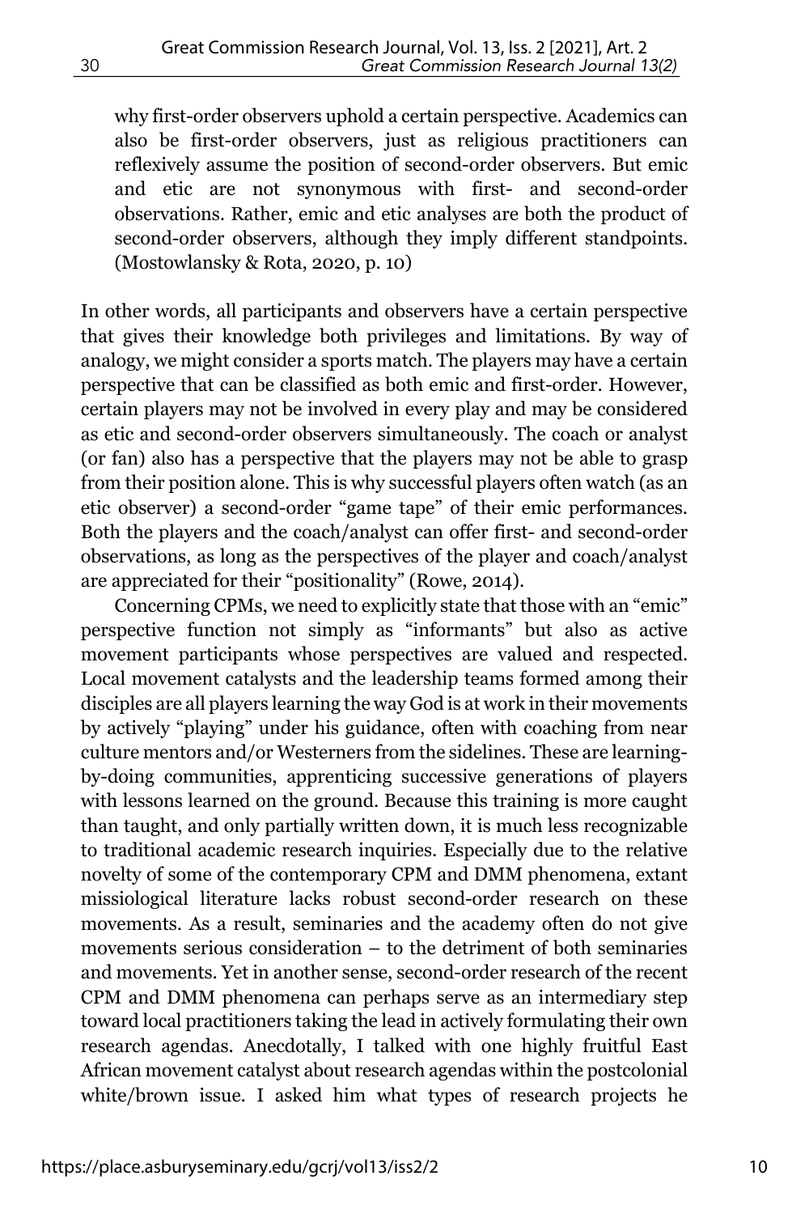> why first-order observers uphold a certain perspective. Academics can also be first-order observers, just as religious practitioners can reflexively assume the position of second-order observers. But emic and etic are not synonymous with first- and second-order observations. Rather, emic and etic analyses are both the product of second-order observers, although they imply different standpoints. (Mostowlansky & Rota, 2020, p. 10)

In other words, all participants and observers have a certain perspective that gives their knowledge both privileges and limitations. By way of analogy, we might consider a sports match. The players may have a certain perspective that can be classified as both emic and first-order. However, certain players may not be involved in every play and may be considered as etic and second-order observers simultaneously. The coach or analyst (or fan) also has a perspective that the players may not be able to grasp from their position alone. This is why successful players often watch (as an etic observer) a second-order "game tape" of their emic performances. Both the players and the coach/analyst can offer first- and second-order observations, as long as the perspectives of the player and coach/analyst are appreciated for their "positionality" (Rowe, 2014).

Concerning CPMs, we need to explicitly state that those with an "emic" perspective function not simply as "informants" but also as active movement participants whose perspectives are valued and respected. Local movement catalysts and the leadership teams formed among their disciples are all players learning the way God is at work in their movements by actively "playing" under his guidance, often with coaching from near culture mentors and/or Westerners from the sidelines. These are learning-by-doing communities, apprenticing successive generations of players with lessons learned on the ground. Because this training is more caught than taught, and only partially written down, it is much less recognizable to traditional academic research inquiries. Especially due to the relative novelty of some of the contemporary CPM and DMM phenomena, extant missiological literature lacks robust second-order research on these movements. As a result, seminaries and the academy often do not give movements serious consideration – to the detriment of both seminaries and movements. Yet in another sense, second-order research of the recent CPM and DMM phenomena can perhaps serve as an intermediary step toward local practitioners taking the lead in actively formulating their own research agendas. Anecdotally, I talked with one highly fruitful East African movement catalyst about research agendas within the postcolonial white/brown issue. I asked him what types of research projects he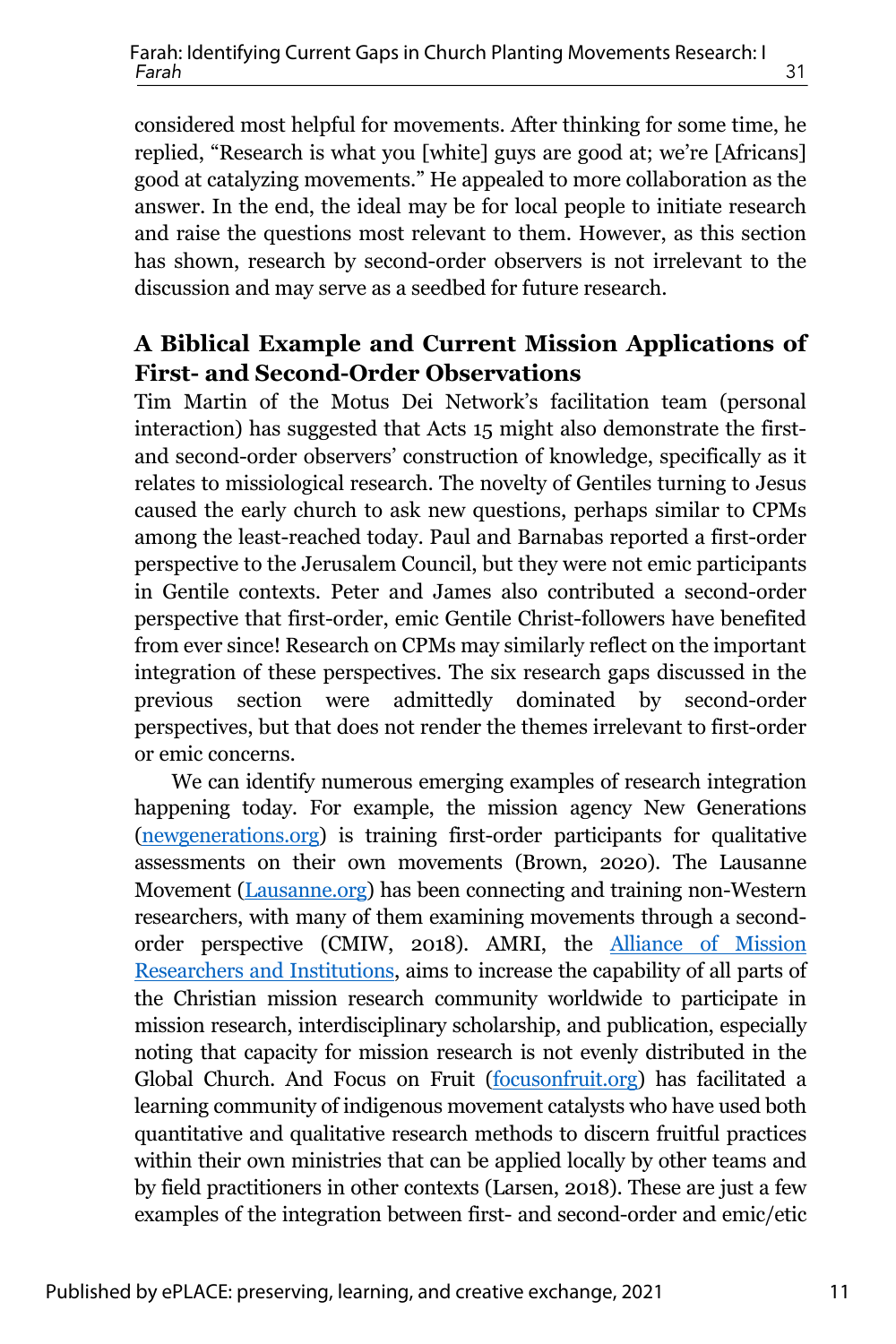considered most helpful for movements. After thinking for some time, he replied, "Research is what you [white] guys are good at; we're [Africans] good at catalyzing movements." He appealed to more collaboration as the answer. In the end, the ideal may be for local people to initiate research and raise the questions most relevant to them. However, as this section has shown, research by second-order observers is not irrelevant to the discussion and may serve as a seedbed for future research.

## A Biblical Example and Current Mission Applications of First- and Second-Order Observations

Tim Martin of the Motus Dei Network's facilitation team (personal interaction) has suggested that Acts 15 might also demonstrate the first- and second-order observers' construction of knowledge, specifically as it relates to missiological research. The novelty of Gentiles turning to Jesus caused the early church to ask new questions, perhaps similar to CPMs among the least-reached today. Paul and Barnabas reported a first-order perspective to the Jerusalem Council, but they were not emic participants in Gentile contexts. Peter and James also contributed a second-order perspective that first-order, emic Gentile Christ-followers have benefited from ever since! Research on CPMs may similarly reflect on the important integration of these perspectives. The six research gaps discussed in the previous section were admittedly dominated by second-order perspectives, but that does not render the themes irrelevant to first-order or emic concerns.

We can identify numerous emerging examples of research integration happening today. For example, the mission agency New Generations (newgenerations.org) is training first-order participants for qualitative assessments on their own movements (Brown, 2020). The Lausanne Movement (Lausanne.org) has been connecting and training non-Western researchers, with many of them examining movements through a second-order perspective (CMIW, 2018). AMRI, the Alliance of Mission Researchers and Institutions, aims to increase the capability of all parts of the Christian mission research community worldwide to participate in mission research, interdisciplinary scholarship, and publication, especially noting that capacity for mission research is not evenly distributed in the Global Church. And Focus on Fruit (focusonfruit.org) has facilitated a learning community of indigenous movement catalysts who have used both quantitative and qualitative research methods to discern fruitful practices within their own ministries that can be applied locally by other teams and by field practitioners in other contexts (Larsen, 2018). These are just a few examples of the integration between first- and second-order and emic/etic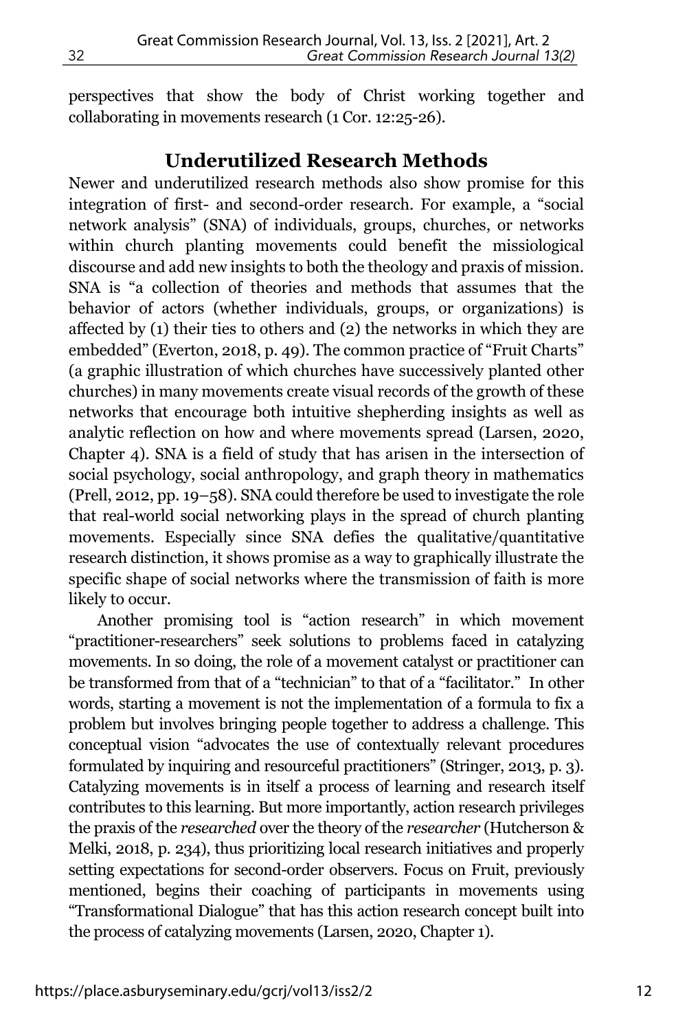perspectives that show the body of Christ working together and collaborating in movements research (1 Cor. 12:25-26).

## Underutilized Research Methods

Newer and underutilized research methods also show promise for this integration of first- and second-order research. For example, a "social network analysis" (SNA) of individuals, groups, churches, or networks within church planting movements could benefit the missiological discourse and add new insights to both the theology and praxis of mission. SNA is "a collection of theories and methods that assumes that the behavior of actors (whether individuals, groups, or organizations) is affected by (1) their ties to others and (2) the networks in which they are embedded" (Everton, 2018, p. 49). The common practice of "Fruit Charts" (a graphic illustration of which churches have successively planted other churches) in many movements create visual records of the growth of these networks that encourage both intuitive shepherding insights as well as analytic reflection on how and where movements spread (Larsen, 2020, Chapter 4). SNA is a field of study that has arisen in the intersection of social psychology, social anthropology, and graph theory in mathematics (Prell, 2012, pp. 19–58). SNA could therefore be used to investigate the role that real-world social networking plays in the spread of church planting movements. Especially since SNA defies the qualitative/quantitative research distinction, it shows promise as a way to graphically illustrate the specific shape of social networks where the transmission of faith is more likely to occur.

Another promising tool is "action research" in which movement "practitioner-researchers" seek solutions to problems faced in catalyzing movements. In so doing, the role of a movement catalyst or practitioner can be transformed from that of a "technician" to that of a "facilitator." In other words, starting a movement is not the implementation of a formula to fix a problem but involves bringing people together to address a challenge. This conceptual vision "advocates the use of contextually relevant procedures formulated by inquiring and resourceful practitioners" (Stringer, 2013, p. 3). Catalyzing movements is in itself a process of learning and research itself contributes to this learning. But more importantly, action research privileges the praxis of the *researched* over the theory of the *researcher* (Hutcherson & Melki, 2018, p. 234), thus prioritizing local research initiatives and properly setting expectations for second-order observers. Focus on Fruit, previously mentioned, begins their coaching of participants in movements using "Transformational Dialogue" that has this action research concept built into the process of catalyzing movements (Larsen, 2020, Chapter 1).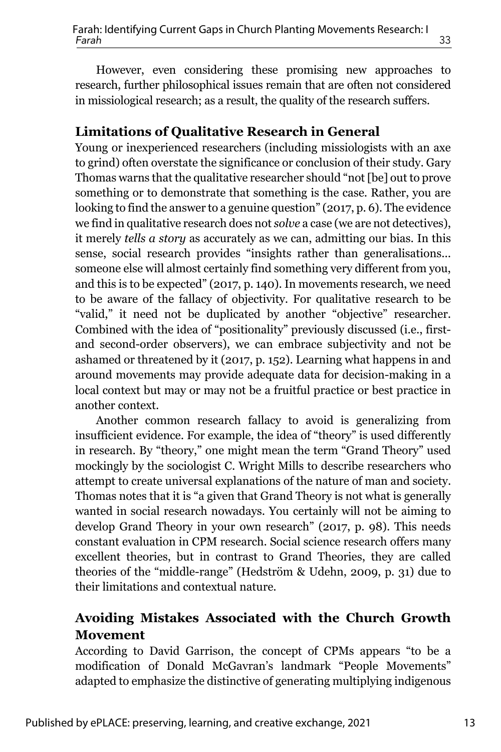However, even considering these promising new approaches to research, further philosophical issues remain that are often not considered in missiological research; as a result, the quality of the research suffers.

## Limitations of Qualitative Research in General

Young or inexperienced researchers (including missiologists with an axe to grind) often overstate the significance or conclusion of their study. Gary Thomas warns that the qualitative researcher should "not [be] out to prove something or to demonstrate that something is the case. Rather, you are looking to find the answer to a genuine question" (2017, p. 6). The evidence we find in qualitative research does not *solve* a case (we are not detectives), it merely *tells a story* as accurately as we can, admitting our bias. In this sense, social research provides "insights rather than generalisations... someone else will almost certainly find something very different from you, and this is to be expected" (2017, p. 140). In movements research, we need to be aware of the fallacy of objectivity. For qualitative research to be "valid," it need not be duplicated by another "objective" researcher. Combined with the idea of "positionality" previously discussed (i.e., first- and second-order observers), we can embrace subjectivity and not be ashamed or threatened by it (2017, p. 152). Learning what happens in and around movements may provide adequate data for decision-making in a local context but may or may not be a fruitful practice or best practice in another context.

Another common research fallacy to avoid is generalizing from insufficient evidence. For example, the idea of "theory" is used differently in research. By "theory," one might mean the term "Grand Theory" used mockingly by the sociologist C. Wright Mills to describe researchers who attempt to create universal explanations of the nature of man and society. Thomas notes that it is "a given that Grand Theory is not what is generally wanted in social research nowadays. You certainly will not be aiming to develop Grand Theory in your own research" (2017, p. 98). This needs constant evaluation in CPM research. Social science research offers many excellent theories, but in contrast to Grand Theories, they are called theories of the "middle-range" (Hedström & Udehn, 2009, p. 31) due to their limitations and contextual nature.

## Avoiding Mistakes Associated with the Church Growth Movement

According to David Garrison, the concept of CPMs appears "to be a modification of Donald McGavran's landmark "People Movements" adapted to emphasize the distinctive of generating multiplying indigenous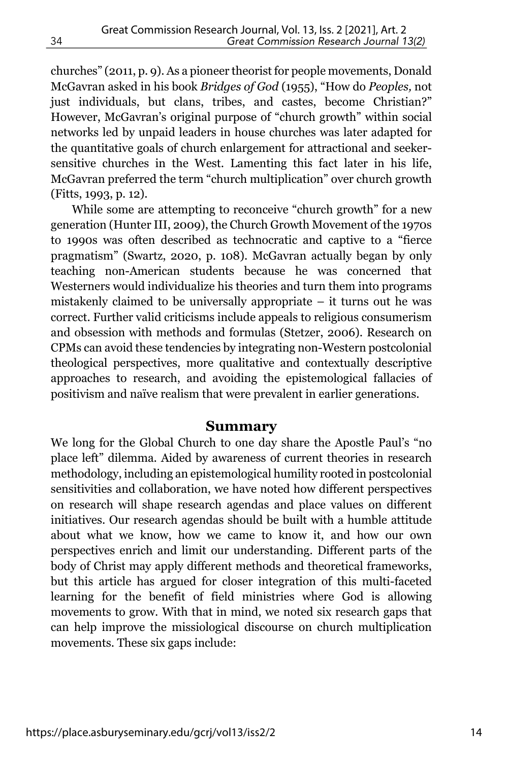churches" (2011, p. 9). As a pioneer theorist for people movements, Donald McGavran asked in his book *Bridges of God* (1955), "How do *Peoples,* not just individuals, but clans, tribes, and castes, become Christian?" However, McGavran's original purpose of "church growth" within social networks led by unpaid leaders in house churches was later adapted for the quantitative goals of church enlargement for attractional and seeker-sensitive churches in the West. Lamenting this fact later in his life, McGavran preferred the term "church multiplication" over church growth (Fitts, 1993, p. 12).

While some are attempting to reconceive "church growth" for a new generation (Hunter III, 2009), the Church Growth Movement of the 1970s to 1990s was often described as technocratic and captive to a "fierce pragmatism" (Swartz, 2020, p. 108). McGavran actually began by only teaching non-American students because he was concerned that Westerners would individualize his theories and turn them into programs mistakenly claimed to be universally appropriate – it turns out he was correct. Further valid criticisms include appeals to religious consumerism and obsession with methods and formulas (Stetzer, 2006). Research on CPMs can avoid these tendencies by integrating non-Western postcolonial theological perspectives, more qualitative and contextually descriptive approaches to research, and avoiding the epistemological fallacies of positivism and naïve realism that were prevalent in earlier generations.

## Summary

We long for the Global Church to one day share the Apostle Paul's "no place left" dilemma. Aided by awareness of current theories in research methodology, including an epistemological humility rooted in postcolonial sensitivities and collaboration, we have noted how different perspectives on research will shape research agendas and place values on different initiatives. Our research agendas should be built with a humble attitude about what we know, how we came to know it, and how our own perspectives enrich and limit our understanding. Different parts of the body of Christ may apply different methods and theoretical frameworks, but this article has argued for closer integration of this multi-faceted learning for the benefit of field ministries where God is allowing movements to grow. With that in mind, we noted six research gaps that can help improve the missiological discourse on church multiplication movements. These six gaps include: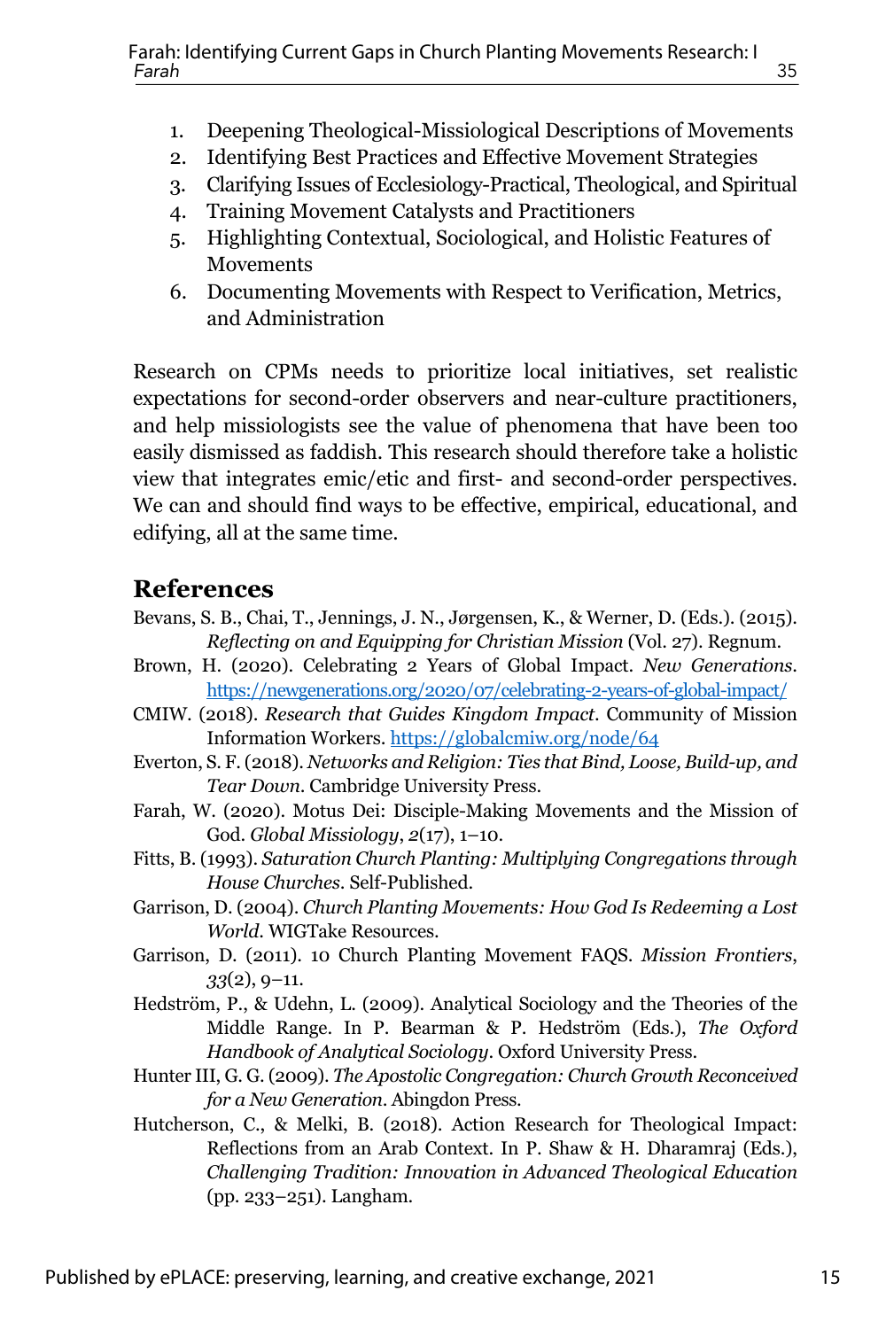1. Deepening Theological-Missiological Descriptions of Movements
2. Identifying Best Practices and Effective Movement Strategies
3. Clarifying Issues of Ecclesiology-Practical, Theological, and Spiritual
4. Training Movement Catalysts and Practitioners
5. Highlighting Contextual, Sociological, and Holistic Features of Movements
6. Documenting Movements with Respect to Verification, Metrics, and Administration

Research on CPMs needs to prioritize local initiatives, set realistic expectations for second-order observers and near-culture practitioners, and help missiologists see the value of phenomena that have been too easily dismissed as faddish. This research should therefore take a holistic view that integrates emic/etic and first- and second-order perspectives. We can and should find ways to be effective, empirical, educational, and edifying, all at the same time.

## References

Bevans, S. B., Chai, T., Jennings, J. N., Jørgensen, K., & Werner, D. (Eds.). (2015). *Reflecting on and Equipping for Christian Mission* (Vol. 27). Regnum.

Brown, H. (2020). Celebrating 2 Years of Global Impact. *New Generations*. https://newgenerations.org/2020/07/celebrating-2-years-of-global-impact/

CMIW. (2018). *Research that Guides Kingdom Impact*. Community of Mission Information Workers. https://globalcmiw.org/node/64

Everton, S. F. (2018). *Networks and Religion: Ties that Bind, Loose, Build-up, and Tear Down*. Cambridge University Press.

Farah, W. (2020). Motus Dei: Disciple-Making Movements and the Mission of God. *Global Missiology*, *2*(17), 1–10.

Fitts, B. (1993). *Saturation Church Planting: Multiplying Congregations through House Churches*. Self-Published.

Garrison, D. (2004). *Church Planting Movements: How God Is Redeeming a Lost World*. WIGTake Resources.

Garrison, D. (2011). 10 Church Planting Movement FAQS. *Mission Frontiers*, *33*(2), 9–11.

Hedström, P., & Udehn, L. (2009). Analytical Sociology and the Theories of the Middle Range. In P. Bearman & P. Hedström (Eds.), *The Oxford Handbook of Analytical Sociology*. Oxford University Press.

Hunter III, G. G. (2009). *The Apostolic Congregation: Church Growth Reconceived for a New Generation*. Abingdon Press.

Hutcherson, C., & Melki, B. (2018). Action Research for Theological Impact: Reflections from an Arab Context. In P. Shaw & H. Dharamraj (Eds.), *Challenging Tradition: Innovation in Advanced Theological Education* (pp. 233–251). Langham.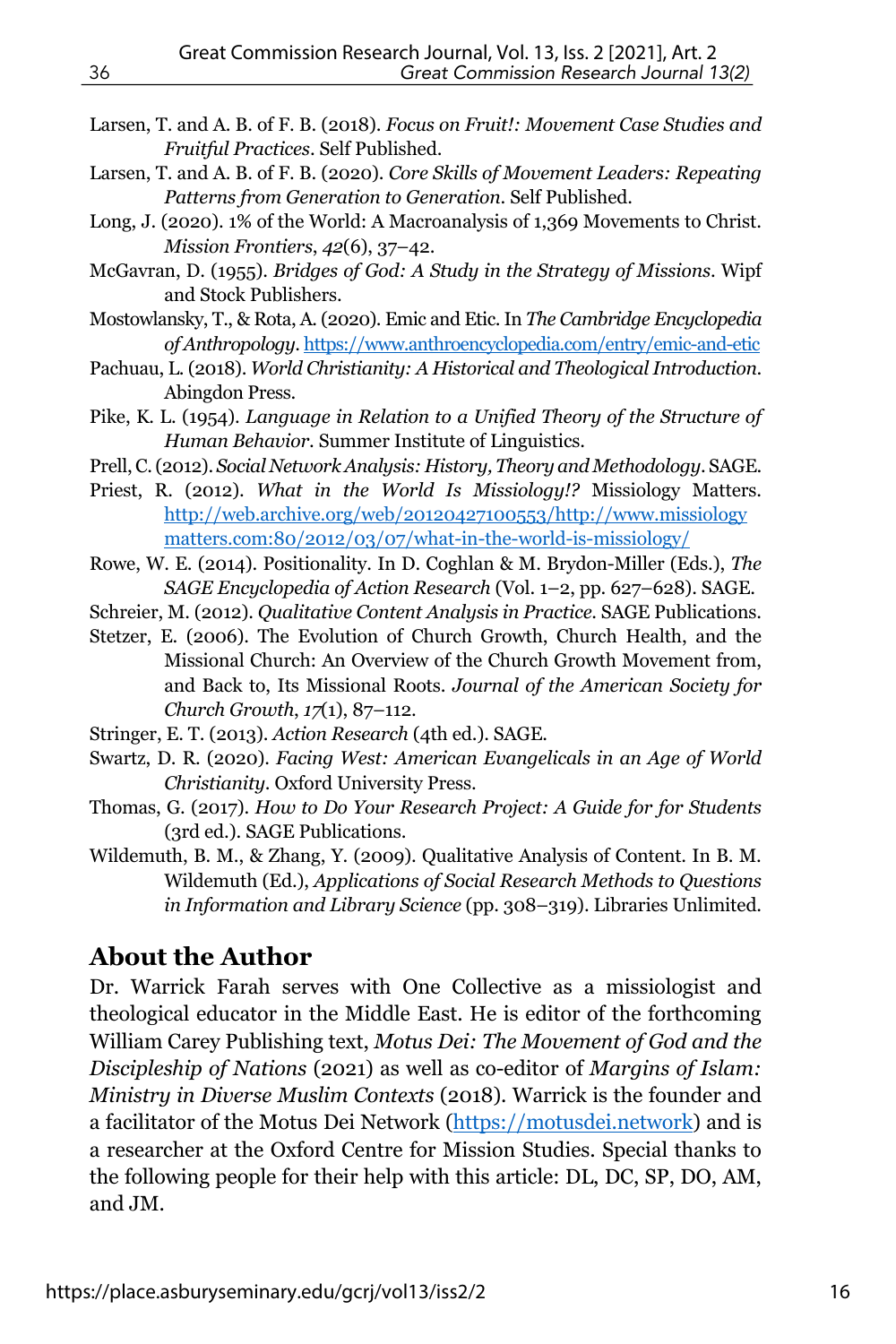Larsen, T. and A. B. of F. B. (2018). *Focus on Fruit!: Movement Case Studies and Fruitful Practices*. Self Published.

Larsen, T. and A. B. of F. B. (2020). *Core Skills of Movement Leaders: Repeating Patterns from Generation to Generation*. Self Published.

Long, J. (2020). 1% of the World: A Macroanalysis of 1,369 Movements to Christ. *Mission Frontiers*, *42*(6), 37–42.

McGavran, D. (1955). *Bridges of God: A Study in the Strategy of Missions*. Wipf and Stock Publishers.

Mostowlansky, T., & Rota, A. (2020). Emic and Etic. In *The Cambridge Encyclopedia of Anthropology*. https://www.anthroencyclopedia.com/entry/emic-and-etic

Pachuau, L. (2018). *World Christianity: A Historical and Theological Introduction*. Abingdon Press.

Pike, K. L. (1954). *Language in Relation to a Unified Theory of the Structure of Human Behavior*. Summer Institute of Linguistics.

Prell, C. (2012). *Social Network Analysis: History, Theory and Methodology*. SAGE.

Priest, R. (2012). *What in the World Is Missiology!?* Missiology Matters. http://web.archive.org/web/20120427100553/http://www.missiologymatters.com:80/2012/03/07/what-in-the-world-is-missiology/

Rowe, W. E. (2014). Positionality. In D. Coghlan & M. Brydon-Miller (Eds.), *The SAGE Encyclopedia of Action Research* (Vol. 1–2, pp. 627–628). SAGE.

Schreier, M. (2012). *Qualitative Content Analysis in Practice*. SAGE Publications.

Stetzer, E. (2006). The Evolution of Church Growth, Church Health, and the Missional Church: An Overview of the Church Growth Movement from, and Back to, Its Missional Roots. *Journal of the American Society for Church Growth*, *17*(1), 87–112.

Stringer, E. T. (2013). *Action Research* (4th ed.). SAGE.

Swartz, D. R. (2020). *Facing West: American Evangelicals in an Age of World Christianity*. Oxford University Press.

Thomas, G. (2017). *How to Do Your Research Project: A Guide for for Students* (3rd ed.). SAGE Publications.

Wildemuth, B. M., & Zhang, Y. (2009). Qualitative Analysis of Content. In B. M. Wildemuth (Ed.), *Applications of Social Research Methods to Questions in Information and Library Science* (pp. 308–319). Libraries Unlimited.

## About the Author

Dr. Warrick Farah serves with One Collective as a missiologist and theological educator in the Middle East. He is editor of the forthcoming William Carey Publishing text, *Motus Dei: The Movement of God and the Discipleship of Nations* (2021) as well as co-editor of *Margins of Islam: Ministry in Diverse Muslim Contexts* (2018). Warrick is the founder and a facilitator of the Motus Dei Network (https://motusdei.network) and is a researcher at the Oxford Centre for Mission Studies. Special thanks to the following people for their help with this article: DL, DC, SP, DO, AM, and JM.